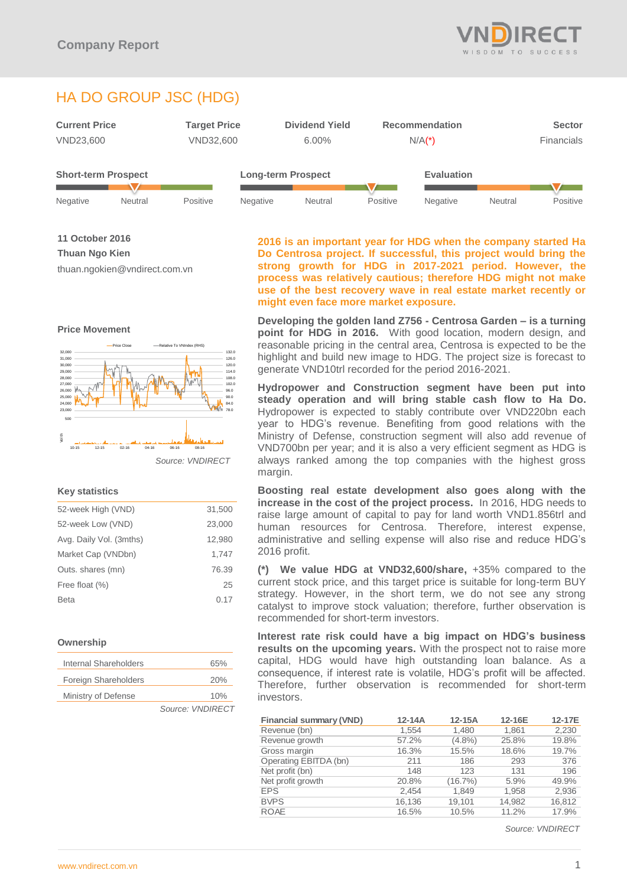Company Report

# HA DO GROUP JSC (HDG)

| Current Price | Target Price | Dividend Yield | Recommendation | Sector |
|---|---|---|---|---|
| VND23,600 | VND32,600 | 6.00% | N/A(*) | Financials |

| Short-term Prospect | Long-term Prospect | Evaluation |
|---|---|---|
| Negative / Neutral / Positive | Negative / Neutral / Positive | Negative / Neutral / Positive |

**11 October 2016**

**Thuan Ngo Kien**

thuan.ngokien@vndirect.com.vn

### Price Movement

*Source: VNDIRECT*

### Key statistics

| | |
|---|---|
| 52-week High (VND) | 31,500 |
| 52-week Low (VND) | 23,000 |
| Avg. Daily Vol. (3mths) | 12,980 |
| Market Cap (VNDbn) | 1,747 |
| Outs. shares (mn) | 76.39 |
| Free float (%) | 25 |
| Beta | 0.17 |

### Ownership

| | |
|---|---|
| Internal Shareholders | 65% |
| Foreign Shareholders | 20% |
| Ministry of Defense | 10% |

*Source: VNDIRECT*

**2016 is an important year for HDG when the company started Ha Do Centrosa project. If successful, this project would bring the strong growth for HDG in 2017-2021 period. However, the process was relatively cautious; therefore HDG might not make use of the best recovery wave in real estate market recently or might even face more market exposure.**

**Developing the golden land Z756 - Centrosa Garden – is a turning point for HDG in 2016.** With good location, modern design, and reasonable pricing in the central area, Centrosa is expected to be the highlight and build new image to HDG. The project size is forecast to generate VND10trl recorded for the period 2016-2021.

**Hydropower and Construction segment have been put into steady operation and will bring stable cash flow to Ha Do.** Hydropower is expected to stably contribute over VND220bn each year to HDG's revenue. Benefiting from good relations with the Ministry of Defense, construction segment will also add revenue of VND700bn per year; and it is also a very efficient segment as HDG is always ranked among the top companies with the highest gross margin.

**Boosting real estate development also goes along with the increase in the cost of the project process.** In 2016, HDG needs to raise large amount of capital to pay for land worth VND1.856trl and human resources for Centrosa. Therefore, interest expense, administrative and selling expense will also rise and reduce HDG's 2016 profit.

**(*) We value HDG at VND32,600/share,** +35% compared to the current stock price, and this target price is suitable for long-term BUY strategy. However, in the short term, we do not see any strong catalyst to improve stock valuation; therefore, further observation is recommended for short-term investors.

**Interest rate risk could have a big impact on HDG's business results on the upcoming years.** With the prospect not to raise more capital, HDG would have high outstanding loan balance. As a consequence, if interest rate is volatile, HDG's profit will be affected. Therefore, further observation is recommended for short-term investors.

| Financial summary (VND) | 12-14A | 12-15A | 12-16E | 12-17E |
|---|---|---|---|---|
| Revenue (bn) | 1,554 | 1,480 | 1,861 | 2,230 |
| Revenue growth | 57.2% | (4.8%) | 25.8% | 19.8% |
| Gross margin | 16.3% | 15.5% | 18.6% | 19.7% |
| Operating EBITDA (bn) | 211 | 186 | 293 | 376 |
| Net profit (bn) | 148 | 123 | 131 | 196 |
| Net profit growth | 20.8% | (16.7%) | 5.9% | 49.9% |
| EPS | 2,454 | 1,849 | 1,958 | 2,936 |
| BVPS | 16,136 | 19,101 | 14,982 | 16,812 |
| ROAE | 16.5% | 10.5% | 11.2% | 17.9% |

*Source: VNDIRECT*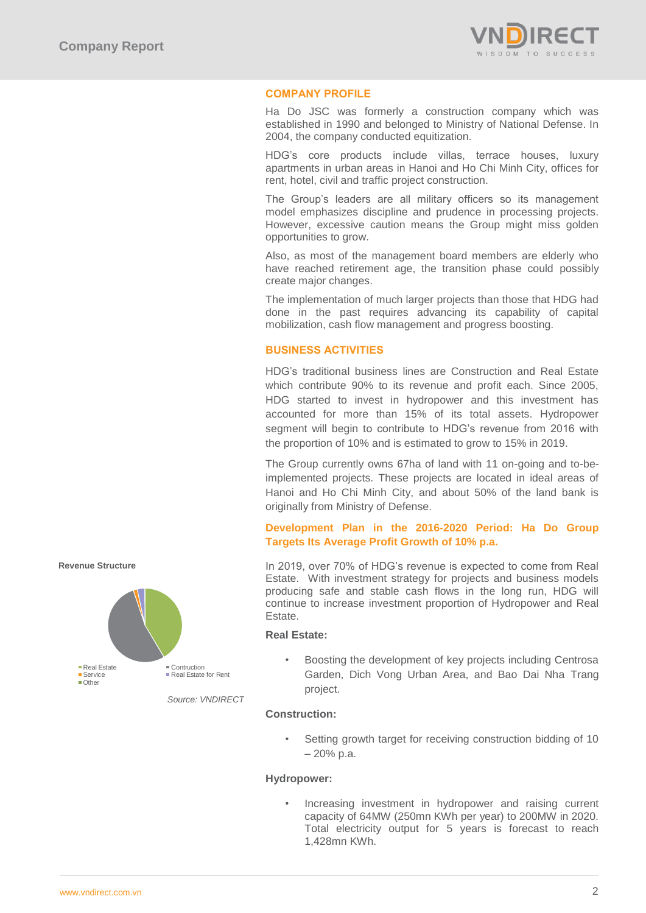## COMPANY PROFILE

Ha Do JSC was formerly a construction company which was established in 1990 and belonged to Ministry of National Defense. In 2004, the company conducted equitization.

HDG's core products include villas, terrace houses, luxury apartments in urban areas in Hanoi and Ho Chi Minh City, offices for rent, hotel, civil and traffic project construction.

The Group's leaders are all military officers so its management model emphasizes discipline and prudence in processing projects. However, excessive caution means the Group might miss golden opportunities to grow.

Also, as most of the management board members are elderly who have reached retirement age, the transition phase could possibly create major changes.

The implementation of much larger projects than those that HDG had done in the past requires advancing its capability of capital mobilization, cash flow management and progress boosting.

## BUSINESS ACTIVITIES

HDG's traditional business lines are Construction and Real Estate which contribute 90% to its revenue and profit each. Since 2005, HDG started to invest in hydropower and this investment has accounted for more than 15% of its total assets. Hydropower segment will begin to contribute to HDG's revenue from 2016 with the proportion of 10% and is estimated to grow to 15% in 2019.

The Group currently owns 67ha of land with 11 on-going and to-be-implemented projects. These projects are located in ideal areas of Hanoi and Ho Chi Minh City, and about 50% of the land bank is originally from Ministry of Defense.

### Development Plan in the 2016-2020 Period: Ha Do Group Targets Its Average Profit Growth of 10% p.a.

**Revenue Structure**

Real Estate, Contruction, Service, Real Estate for Rent, Other

*Source: VNDIRECT*

In 2019, over 70% of HDG's revenue is expected to come from Real Estate. With investment strategy for projects and business models producing safe and stable cash flows in the long run, HDG will continue to increase investment proportion of Hydropower and Real Estate.

**Real Estate:**

- Boosting the development of key projects including Centrosa Garden, Dich Vong Urban Area, and Bao Dai Nha Trang project.

**Construction:**

- Setting growth target for receiving construction bidding of 10 – 20% p.a.

**Hydropower:**

- Increasing investment in hydropower and raising current capacity of 64MW (250mn KWh per year) to 200MW in 2020. Total electricity output for 5 years is forecast to reach 1,428mn KWh.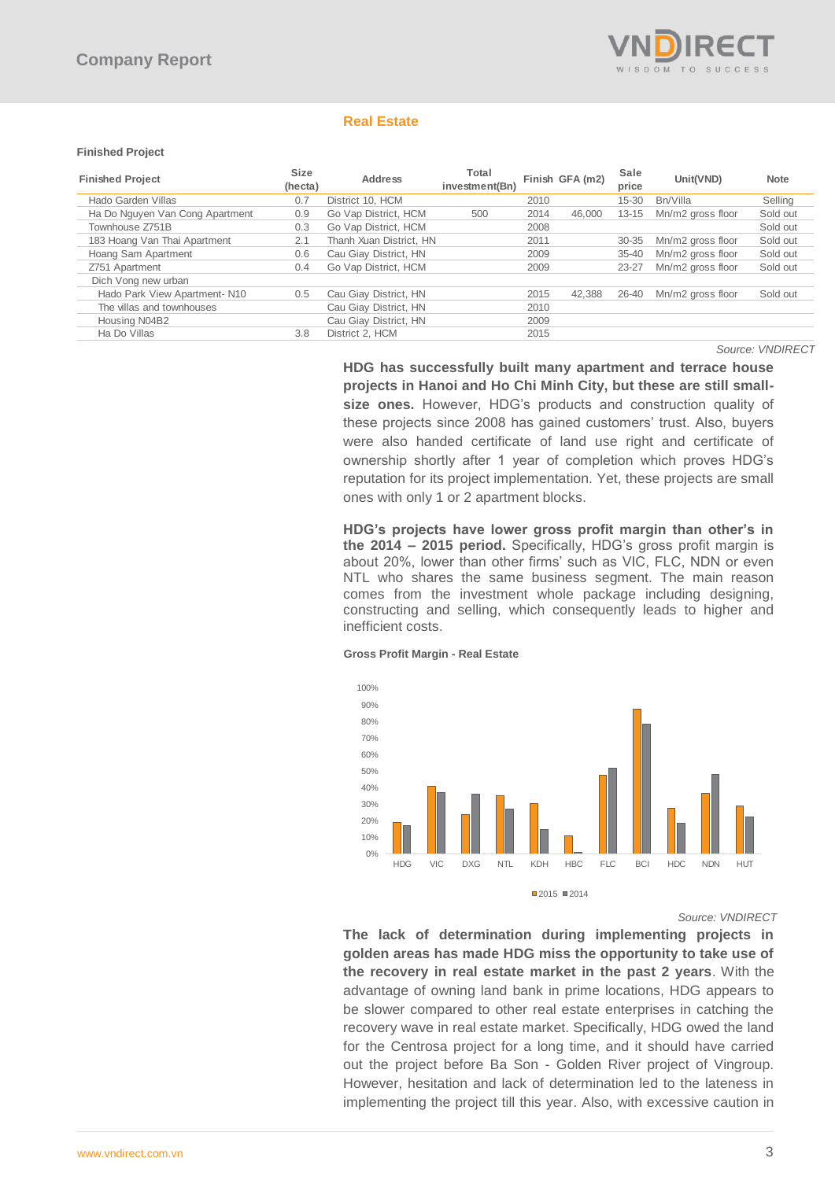**Real Estate**

**Finished Project**

| Finished Project | Size (hecta) | Address | Total investment(Bn) | Finish | GFA (m2) | Sale price | Unit(VND) | Note |
|---|---|---|---|---|---|---|---|---|
| Hado Garden Villas | 0.7 | District 10, HCM | | 2010 | | 15-30 | Bn/Villa | Selling |
| Ha Do Nguyen Van Cong Apartment | 0.9 | Go Vap District, HCM | 500 | 2014 | 46,000 | 13-15 | Mn/m2 gross floor | Sold out |
| Townhouse Z751B | 0.3 | Go Vap District, HCM | | 2008 | | | | Sold out |
| 183 Hoang Van Thai Apartment | 2.1 | Thanh Xuan District, HN | | 2011 | | 30-35 | Mn/m2 gross floor | Sold out |
| Hoang Sam Apartment | 0.6 | Cau Giay District, HN | | 2009 | | 35-40 | Mn/m2 gross floor | Sold out |
| Z751 Apartment | 0.4 | Go Vap District, HCM | | 2009 | | 23-27 | Mn/m2 gross floor | Sold out |
| Dich Vong new urban | | | | | | | | |
| Hado Park View Apartment- N10 | 0.5 | Cau Giay District, HN | | 2015 | 42,388 | 26-40 | Mn/m2 gross floor | Sold out |
| The villas and townhouses | | Cau Giay District, HN | | 2010 | | | | |
| Housing N04B2 | | Cau Giay District, HN | | 2009 | | | | |
| Ha Do Villas | 3.8 | District 2, HCM | | 2015 | | | | |

*Source: VNDIRECT*

**HDG has successfully built many apartment and terrace house projects in Hanoi and Ho Chi Minh City, but these are still small-size ones.** However, HDG's products and construction quality of these projects since 2008 has gained customers' trust. Also, buyers were also handed certificate of land use right and certificate of ownership shortly after 1 year of completion which proves HDG's reputation for its project implementation. Yet, these projects are small ones with only 1 or 2 apartment blocks.

**HDG's projects have lower gross profit margin than other's in the 2014 – 2015 period.** Specifically, HDG's gross profit margin is about 20%, lower than other firms' such as VIC, FLC, NDN or even NTL who shares the same business segment. The main reason comes from the investment whole package including designing, constructing and selling, which consequently leads to higher and inefficient costs.

**Gross Profit Margin - Real Estate**

*Source: VNDIRECT*

**The lack of determination during implementing projects in golden areas has made HDG miss the opportunity to take use of the recovery in real estate market in the past 2 years**. With the advantage of owning land bank in prime locations, HDG appears to be slower compared to other real estate enterprises in catching the recovery wave in real estate market. Specifically, HDG owed the land for the Centrosa project for a long time, and it should have carried out the project before Ba Son - Golden River project of Vingroup. However, hesitation and lack of determination led to the lateness in implementing the project till this year. Also, with excessive caution in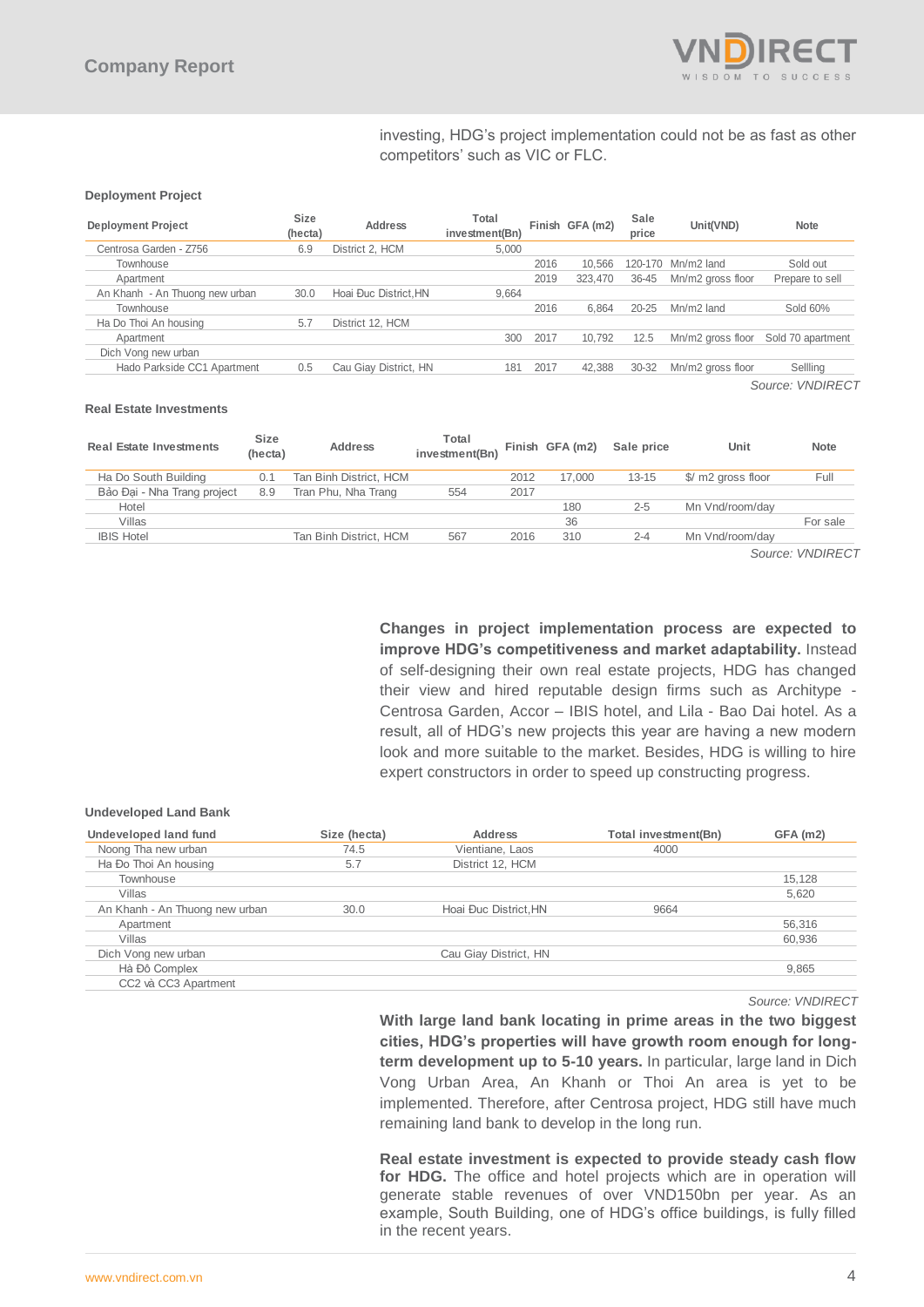investing, HDG's project implementation could not be as fast as other competitors' such as VIC or FLC.

**Deployment Project**

| Deployment Project | Size (hecta) | Address | Total investment(Bn) | Finish | GFA (m2) | Sale price | Unit(VND) | Note |
|---|---|---|---|---|---|---|---|---|
| Centrosa Garden - Z756 | 6.9 | District 2, HCM | 5,000 | | | | | |
| Townhouse | | | | 2016 | 10,566 | 120-170 | Mn/m2 land | Sold out |
| Apartment | | | | 2019 | 323,470 | 36-45 | Mn/m2 gross floor | Prepare to sell |
| An Khanh - An Thuong new urban | 30.0 | Hoai Đuc District,HN | 9,664 | | | | | |
| Townhouse | | | | 2016 | 6,864 | 20-25 | Mn/m2 land | Sold 60% |
| Ha Do Thoi An housing | 5.7 | District 12, HCM | | | | | | |
| Apartment | | | 300 | 2017 | 10,792 | 12.5 | Mn/m2 gross floor | Sold 70 apartment |
| Dich Vong new urban | | | | | | | | |
| Hado Parkside CC1 Apartment | 0.5 | Cau Giay District, HN | 181 | 2017 | 42,388 | 30-32 | Mn/m2 gross floor | Sellling |

*Source: VNDIRECT*

**Real Estate Investments**

| Real Estate Investments | Size (hecta) | Address | Total investment(Bn) | Finish | GFA (m2) | Sale price | Unit | Note |
|---|---|---|---|---|---|---|---|---|
| Ha Do South Building | 0.1 | Tan Binh District, HCM | | 2012 | 17,000 | 13-15 | $/ m2 gross floor | Full |
| Bảo Đại - Nha Trang project | 8.9 | Tran Phu, Nha Trang | 554 | 2017 | | | | |
| Hotel | | | | | 180 | 2-5 | Mn Vnd/room/day | |
| Villas | | | | | 36 | | | For sale |
| IBIS Hotel | | Tan Binh District, HCM | 567 | 2016 | 310 | 2-4 | Mn Vnd/room/day | |

*Source: VNDIRECT*

**Changes in project implementation process are expected to improve HDG's competitiveness and market adaptability.** Instead of self-designing their own real estate projects, HDG has changed their view and hired reputable design firms such as Architype - Centrosa Garden, Accor – IBIS hotel, and Lila - Bao Dai hotel. As a result, all of HDG's new projects this year are having a new modern look and more suitable to the market. Besides, HDG is willing to hire expert constructors in order to speed up constructing progress.

**Undeveloped Land Bank**

| Undeveloped land fund | Size (hecta) | Address | Total investment(Bn) | GFA (m2) |
|---|---|---|---|---|
| Noong Tha new urban | 74.5 | Vientiane, Laos | 4000 | |
| Ha Đo Thoi An housing | 5.7 | District 12, HCM | | |
| Townhouse | | | | 15,128 |
| Villas | | | | 5,620 |
| An Khanh - An Thuong new urban | 30.0 | Hoai Đuc District,HN | 9664 | |
| Apartment | | | | 56,316 |
| Villas | | | | 60,936 |
| Dich Vong new urban | | Cau Giay District, HN | | |
| Hà Đô Complex | | | | 9,865 |
| CC2 và CC3 Apartment | | | | |

*Source: VNDIRECT*

**With large land bank locating in prime areas in the two biggest cities, HDG's properties will have growth room enough for long-term development up to 5-10 years.** In particular, large land in Dich Vong Urban Area, An Khanh or Thoi An area is yet to be implemented. Therefore, after Centrosa project, HDG still have much remaining land bank to develop in the long run.

**Real estate investment is expected to provide steady cash flow for HDG.** The office and hotel projects which are in operation will generate stable revenues of over VND150bn per year. As an example, South Building, one of HDG's office buildings, is fully filled in the recent years.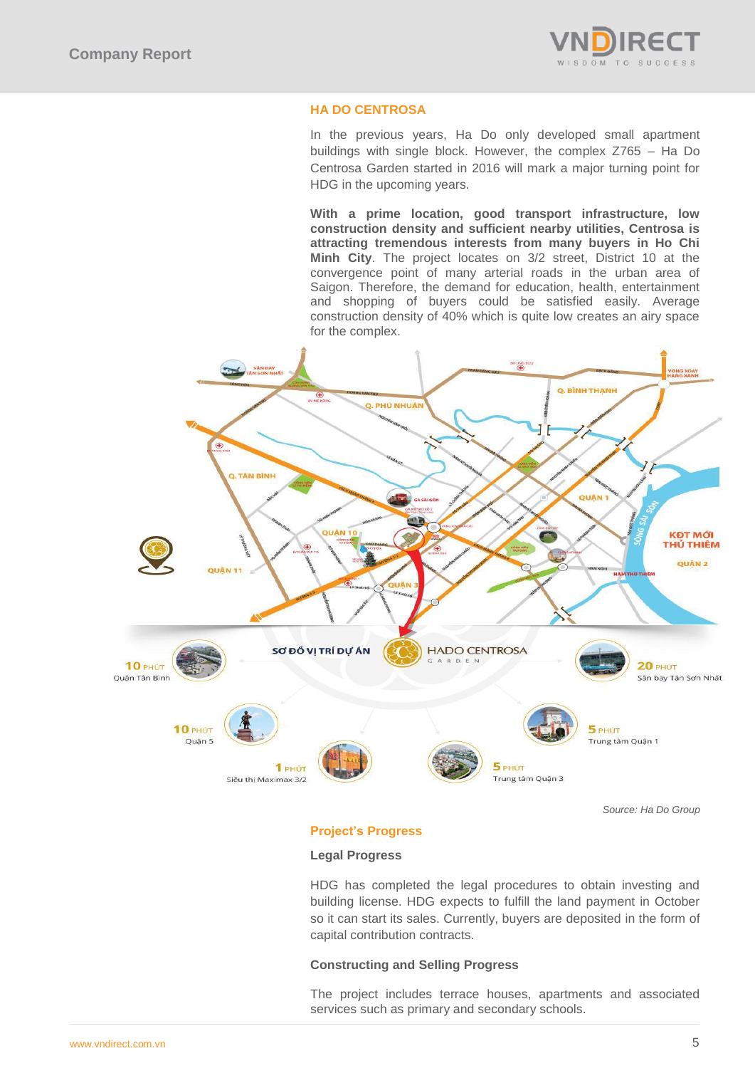## HA DO CENTROSA

In the previous years, Ha Do only developed small apartment buildings with single block. However, the complex Z765 – Ha Do Centrosa Garden started in 2016 will mark a major turning point for HDG in the upcoming years.

**With a prime location, good transport infrastructure, low construction density and sufficient nearby utilities, Centrosa is attracting tremendous interests from many buyers in Ho Chi Minh City**. The project locates on 3/2 street, District 10 at the convergence point of many arterial roads in the urban area of Saigon. Therefore, the demand for education, health, entertainment and shopping of buyers could be satisfied easily. Average construction density of 40% which is quite low creates an airy space for the complex.

*Source: Ha Do Group*

### Project's Progress

#### Legal Progress

HDG has completed the legal procedures to obtain investing and building license. HDG expects to fulfill the land payment in October so it can start its sales. Currently, buyers are deposited in the form of capital contribution contracts.

#### Constructing and Selling Progress

The project includes terrace houses, apartments and associated services such as primary and secondary schools.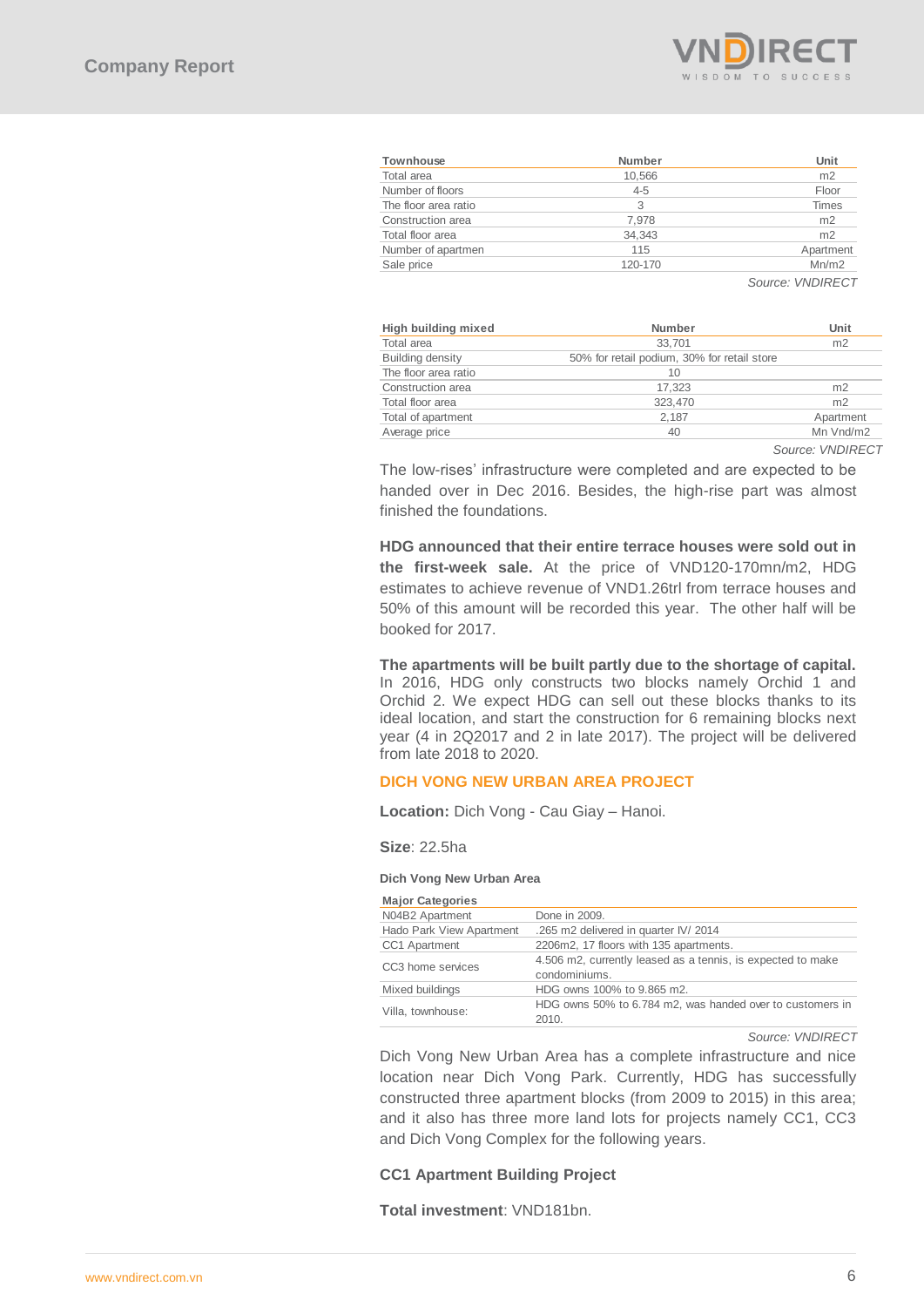| Townhouse | Number | Unit |
|---|---|---|
| Total area | 10,566 | m2 |
| Number of floors | 4-5 | Floor |
| The floor area ratio | 3 | Times |
| Construction area | 7,978 | m2 |
| Total floor area | 34,343 | m2 |
| Number of apartmen | 115 | Apartment |
| Sale price | 120-170 | Mn/m2 |

*Source: VNDIRECT*

| High building mixed | Number | Unit |
|---|---|---|
| Total area | 33,701 | m2 |
| Building density | 50% for retail podium, 30% for retail store | |
| The floor area ratio | 10 | |
| Construction area | 17,323 | m2 |
| Total floor area | 323,470 | m2 |
| Total of apartment | 2,187 | Apartment |
| Average price | 40 | Mn Vnd/m2 |

*Source: VNDIRECT*

The low-rises' infrastructure were completed and are expected to be handed over in Dec 2016. Besides, the high-rise part was almost finished the foundations.

**HDG announced that their entire terrace houses were sold out in the first-week sale.** At the price of VND120-170mn/m2, HDG estimates to achieve revenue of VND1.26trl from terrace houses and 50% of this amount will be recorded this year. The other half will be booked for 2017.

**The apartments will be built partly due to the shortage of capital.** In 2016, HDG only constructs two blocks namely Orchid 1 and Orchid 2. We expect HDG can sell out these blocks thanks to its ideal location, and start the construction for 6 remaining blocks next year (4 in 2Q2017 and 2 in late 2017). The project will be delivered from late 2018 to 2020.

## DICH VONG NEW URBAN AREA PROJECT

**Location:** Dich Vong - Cau Giay – Hanoi.

**Size**: 22.5ha

**Dich Vong New Urban Area**

| Major Categories | |
|---|---|
| N04B2 Apartment | Done in 2009. |
| Hado Park View Apartment | .265 m2 delivered in quarter IV/ 2014 |
| CC1 Apartment | 2206m2, 17 floors with 135 apartments. |
| CC3 home services | 4.506 m2, currently leased as a tennis, is expected to make condominiums. |
| Mixed buildings | HDG owns 100% to 9.865 m2. |
| Villa, townhouse: | HDG owns 50% to 6.784 m2, was handed over to customers in 2010. |

*Source: VNDIRECT*

Dich Vong New Urban Area has a complete infrastructure and nice location near Dich Vong Park. Currently, HDG has successfully constructed three apartment blocks (from 2009 to 2015) in this area; and it also has three more land lots for projects namely CC1, CC3 and Dich Vong Complex for the following years.

**CC1 Apartment Building Project**

**Total investment**: VND181bn.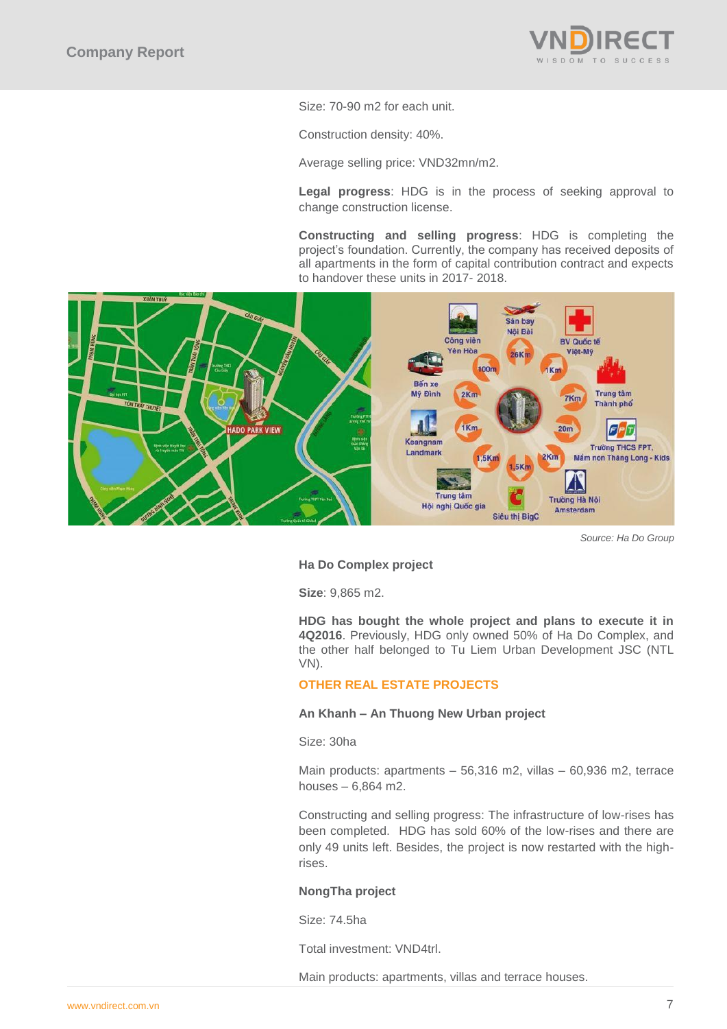Size: 70-90 m2 for each unit.

Construction density: 40%.

Average selling price: VND32mn/m2.

**Legal progress**: HDG is in the process of seeking approval to change construction license.

**Constructing and selling progress**: HDG is completing the project's foundation. Currently, the company has received deposits of all apartments in the form of capital contribution contract and expects to handover these units in 2017- 2018.

Source: Ha Do Group

**Ha Do Complex project**

**Size**: 9,865 m2.

**HDG has bought the whole project and plans to execute it in 4Q2016**. Previously, HDG only owned 50% of Ha Do Complex, and the other half belonged to Tu Liem Urban Development JSC (NTL VN).

## OTHER REAL ESTATE PROJECTS

**An Khanh – An Thuong New Urban project**

Size: 30ha

Main products: apartments – 56,316 m2, villas – 60,936 m2, terrace houses – 6,864 m2.

Constructing and selling progress: The infrastructure of low-rises has been completed. HDG has sold 60% of the low-rises and there are only 49 units left. Besides, the project is now restarted with the high-rises.

**NongTha project**

Size: 74.5ha

Total investment: VND4trl.

Main products: apartments, villas and terrace houses.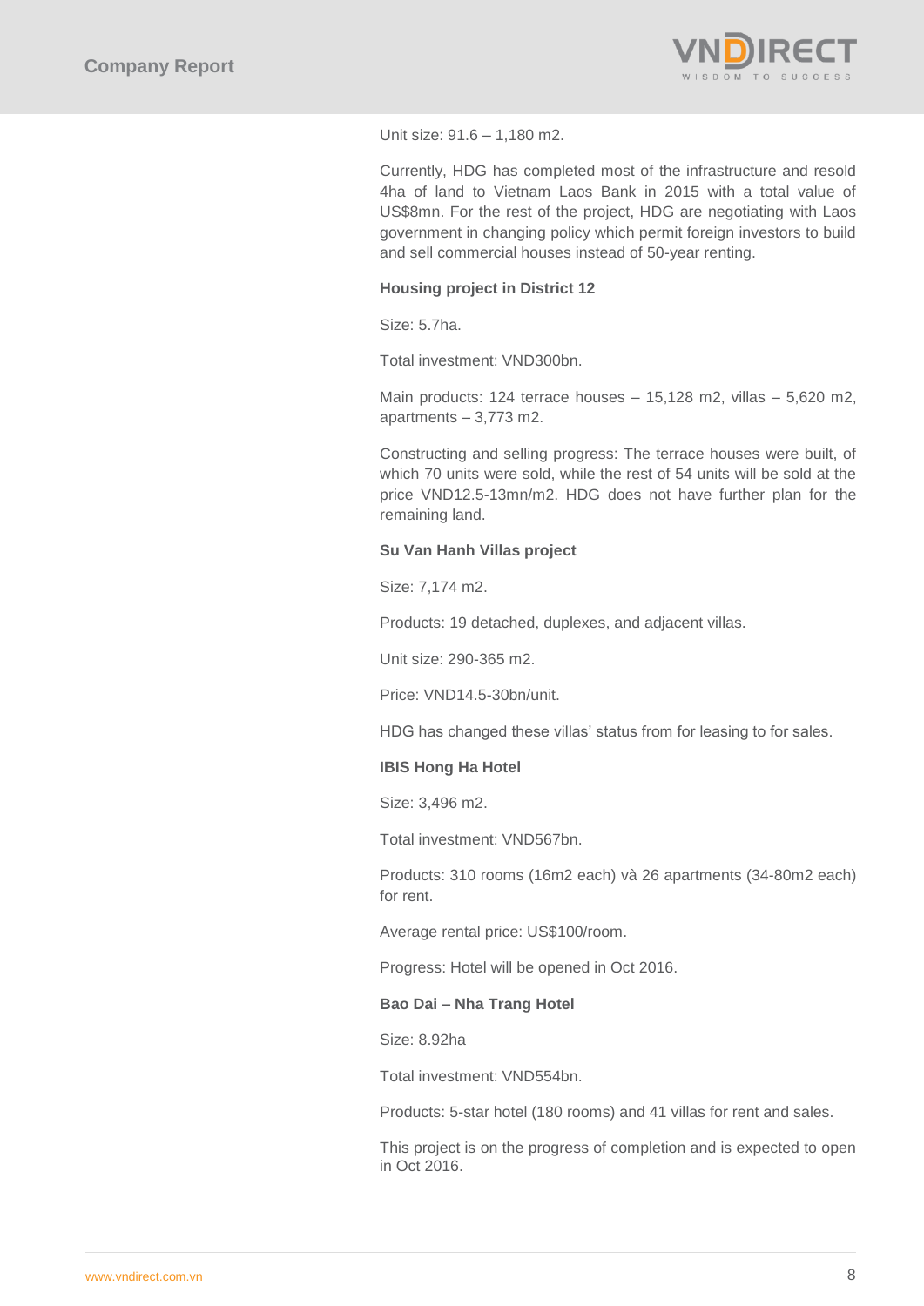Unit size: 91.6 – 1,180 m2.

Currently, HDG has completed most of the infrastructure and resold 4ha of land to Vietnam Laos Bank in 2015 with a total value of US$8mn. For the rest of the project, HDG are negotiating with Laos government in changing policy which permit foreign investors to build and sell commercial houses instead of 50-year renting.

**Housing project in District 12**

Size: 5.7ha.

Total investment: VND300bn.

Main products: 124 terrace houses – 15,128 m2, villas – 5,620 m2, apartments – 3,773 m2.

Constructing and selling progress: The terrace houses were built, of which 70 units were sold, while the rest of 54 units will be sold at the price VND12.5-13mn/m2. HDG does not have further plan for the remaining land.

**Su Van Hanh Villas project**

Size: 7,174 m2.

Products: 19 detached, duplexes, and adjacent villas.

Unit size: 290-365 m2.

Price: VND14.5-30bn/unit.

HDG has changed these villas' status from for leasing to for sales.

**IBIS Hong Ha Hotel**

Size: 3,496 m2.

Total investment: VND567bn.

Products: 310 rooms (16m2 each) và 26 apartments (34-80m2 each) for rent.

Average rental price: US$100/room.

Progress: Hotel will be opened in Oct 2016.

**Bao Dai – Nha Trang Hotel**

Size: 8.92ha

Total investment: VND554bn.

Products: 5-star hotel (180 rooms) and 41 villas for rent and sales.

This project is on the progress of completion and is expected to open in Oct 2016.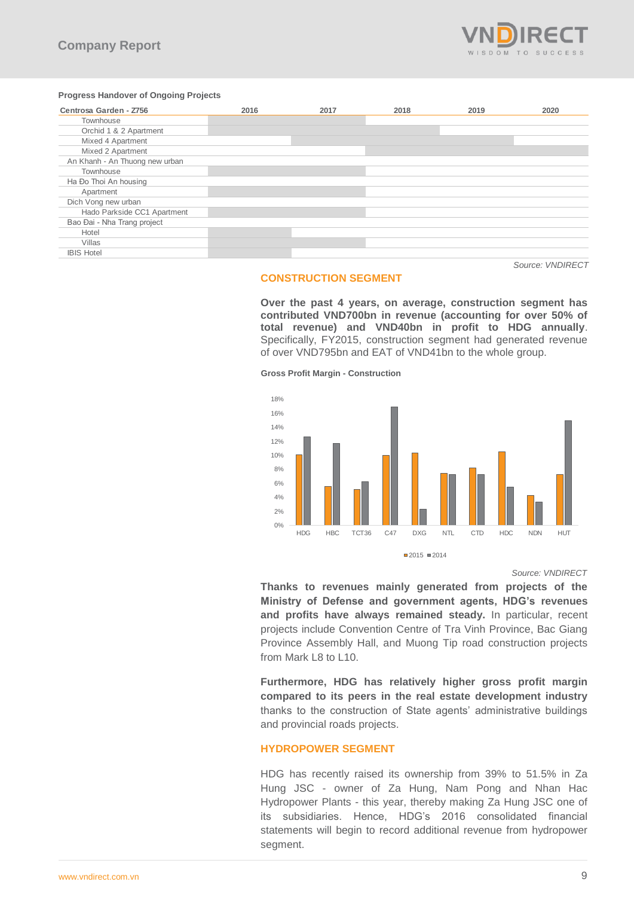**Progress Handover of Ongoing Projects**

| Centrosa Garden - Z756 | 2016 | 2017 | 2018 | 2019 | 2020 |
|---|---|---|---|---|---|
| Townhouse | ■ | ■ | | | |
| Orchid 1 & 2 Apartment | ■ | ■ | ■ | | |
| Mixed 4 Apartment | | ■ | ■ | ■ | |
| Mixed 2 Apartment | | | ■ | ■ | ■ |
| An Khanh - An Thuong new urban | | | | | |
| Townhouse | ■ | ■ | | | |
| Ha Đo Thoi An housing | | | | | |
| Apartment | ■ | ■ | | | |
| Dich Vong new urban | | | | | |
| Hado Parkside CC1 Apartment | ■ | ■ | | | |
| Bao Đai - Nha Trang project | | | | | |
| Hotel | ■ | | | | |
| Villas | ■ | ■ | | | |
| IBIS Hotel | ■ | | | | |

*Source: VNDIRECT*

## CONSTRUCTION SEGMENT

**Over the past 4 years, on average, construction segment has contributed VND700bn in revenue (accounting for over 50% of total revenue) and VND40bn in profit to HDG annually**. Specifically, FY2015, construction segment had generated revenue of over VND795bn and EAT of VND41bn to the whole group.

**Gross Profit Margin - Construction**

*Source: VNDIRECT*

**Thanks to revenues mainly generated from projects of the Ministry of Defense and government agents, HDG's revenues and profits have always remained steady.** In particular, recent projects include Convention Centre of Tra Vinh Province, Bac Giang Province Assembly Hall, and Muong Tip road construction projects from Mark L8 to L10.

**Furthermore, HDG has relatively higher gross profit margin compared to its peers in the real estate development industry** thanks to the construction of State agents' administrative buildings and provincial roads projects.

## HYDROPOWER SEGMENT

HDG has recently raised its ownership from 39% to 51.5% in Za Hung JSC - owner of Za Hung, Nam Pong and Nhan Hac Hydropower Plants - this year, thereby making Za Hung JSC one of its subsidiaries. Hence, HDG's 2016 consolidated financial statements will begin to record additional revenue from hydropower segment.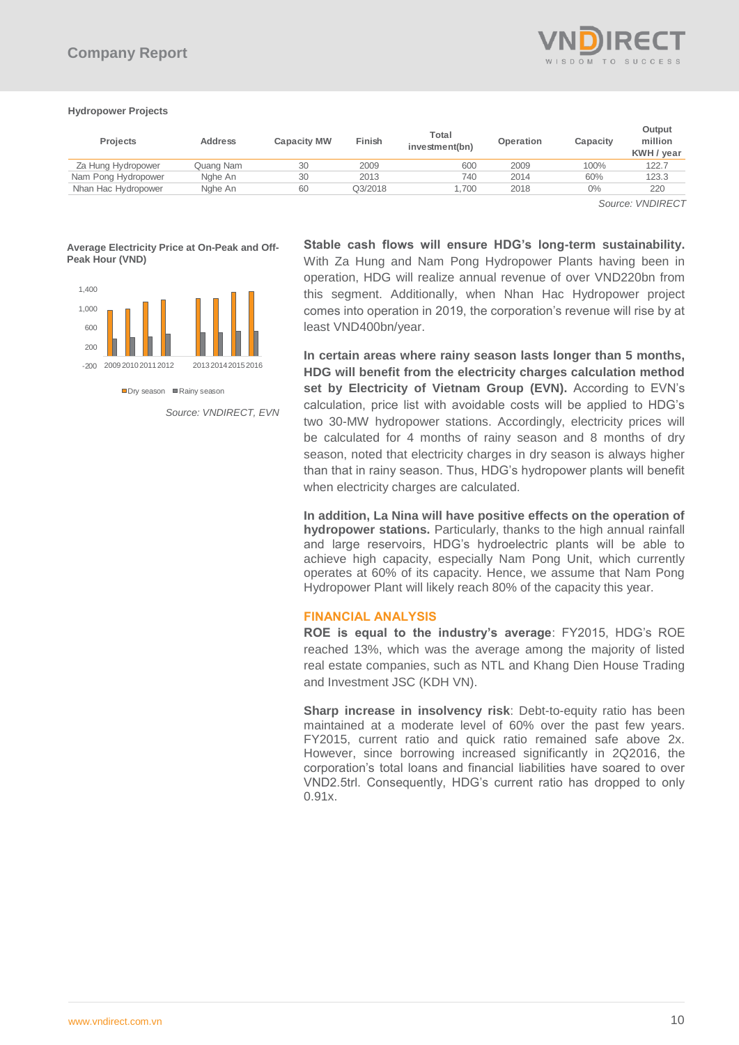**Hydropower Projects**

| Projects | Address | Capacity MW | Finish | Total investment(bn) | Operation | Capacity | Output million KWH / year |
|---|---|---|---|---|---|---|---|
| Za Hung Hydropower | Quang Nam | 30 | 2009 | 600 | 2009 | 100% | 122.7 |
| Nam Pong Hydropower | Nghe An | 30 | 2013 | 740 | 2014 | 60% | 123.3 |
| Nhan Hac Hydropower | Nghe An | 60 | Q3/2018 | 1,700 | 2018 | 0% | 220 |

*Source: VNDIRECT*

**Average Electricity Price at On-Peak and Off-Peak Hour (VND)**

*Source: VNDIRECT, EVN*

**Stable cash flows will ensure HDG's long-term sustainability.** With Za Hung and Nam Pong Hydropower Plants having been in operation, HDG will realize annual revenue of over VND220bn from this segment. Additionally, when Nhan Hac Hydropower project comes into operation in 2019, the corporation's revenue will rise by at least VND400bn/year.

**In certain areas where rainy season lasts longer than 5 months, HDG will benefit from the electricity charges calculation method set by Electricity of Vietnam Group (EVN).** According to EVN's calculation, price list with avoidable costs will be applied to HDG's two 30-MW hydropower stations. Accordingly, electricity prices will be calculated for 4 months of rainy season and 8 months of dry season, noted that electricity charges in dry season is always higher than that in rainy season. Thus, HDG's hydropower plants will benefit when electricity charges are calculated.

**In addition, La Nina will have positive effects on the operation of hydropower stations.** Particularly, thanks to the high annual rainfall and large reservoirs, HDG's hydroelectric plants will be able to achieve high capacity, especially Nam Pong Unit, which currently operates at 60% of its capacity. Hence, we assume that Nam Pong Hydropower Plant will likely reach 80% of the capacity this year.

## FINANCIAL ANALYSIS

**ROE is equal to the industry's average**: FY2015, HDG's ROE reached 13%, which was the average among the majority of listed real estate companies, such as NTL and Khang Dien House Trading and Investment JSC (KDH VN).

**Sharp increase in insolvency risk**: Debt-to-equity ratio has been maintained at a moderate level of 60% over the past few years. FY2015, current ratio and quick ratio remained safe above 2x. However, since borrowing increased significantly in 2Q2016, the corporation's total loans and financial liabilities have soared to over VND2.5trl. Consequently, HDG's current ratio has dropped to only 0.91x.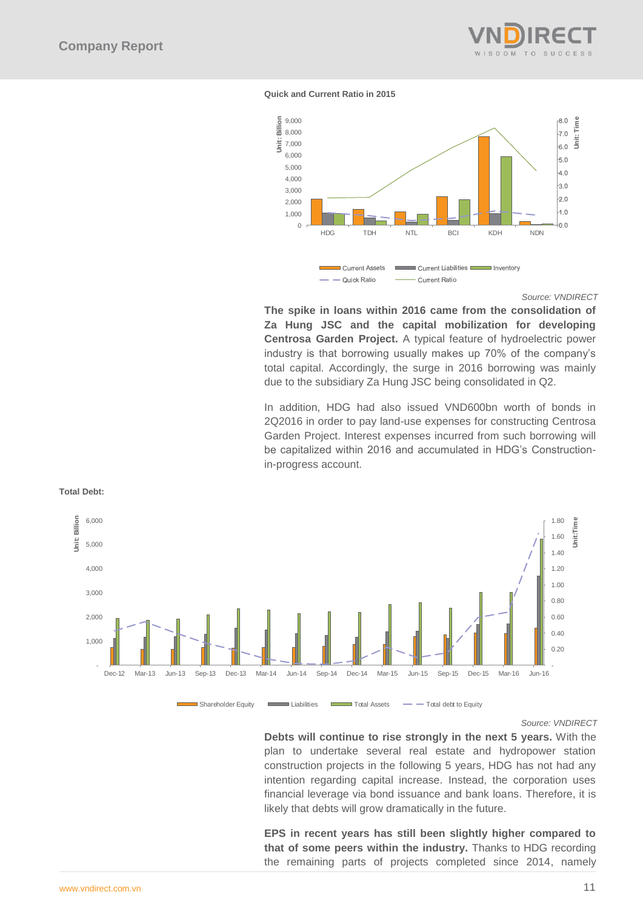**Quick and Current Ratio in 2015**

Source: VNDIRECT

**The spike in loans within 2016 came from the consolidation of Za Hung JSC and the capital mobilization for developing Centrosa Garden Project.** A typical feature of hydroelectric power industry is that borrowing usually makes up 70% of the company's total capital. Accordingly, the surge in 2016 borrowing was mainly due to the subsidiary Za Hung JSC being consolidated in Q2.

In addition, HDG had also issued VND600bn worth of bonds in 2Q2016 in order to pay land-use expenses for constructing Centrosa Garden Project. Interest expenses incurred from such borrowing will be capitalized within 2016 and accumulated in HDG's Construction-in-progress account.

**Total Debt:**

Source: VNDIRECT

**Debts will continue to rise strongly in the next 5 years.** With the plan to undertake several real estate and hydropower station construction projects in the following 5 years, HDG has not had any intention regarding capital increase. Instead, the corporation uses financial leverage via bond issuance and bank loans. Therefore, it is likely that debts will grow dramatically in the future.

**EPS in recent years has still been slightly higher compared to that of some peers within the industry.** Thanks to HDG recording the remaining parts of projects completed since 2014, namely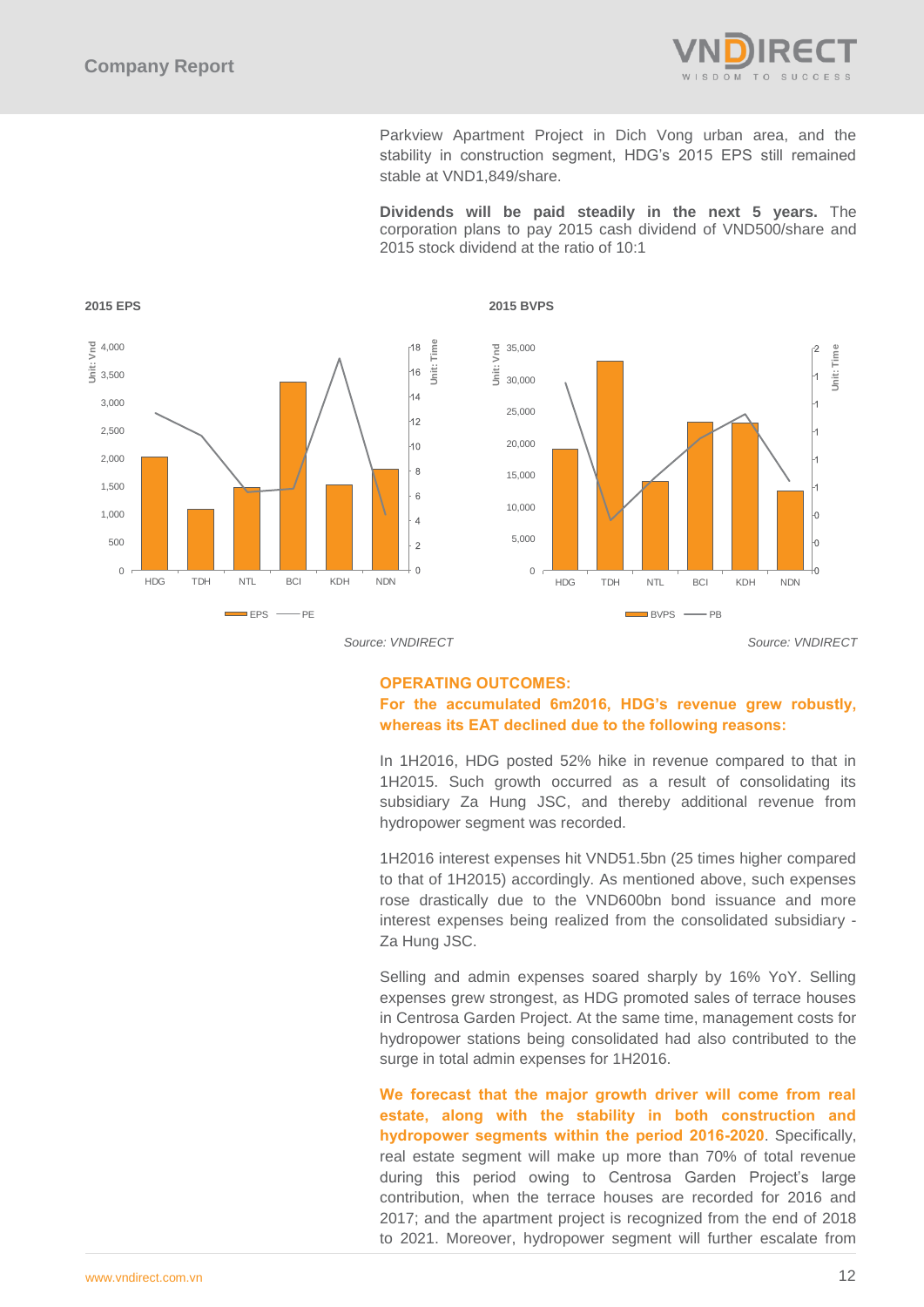Parkview Apartment Project in Dich Vong urban area, and the stability in construction segment, HDG's 2015 EPS still remained stable at VND1,849/share.

**Dividends will be paid steadily in the next 5 years.** The corporation plans to pay 2015 cash dividend of VND500/share and 2015 stock dividend at the ratio of 10:1

**2015 EPS**

Source: VNDIRECT

**2015 BVPS**

Source: VNDIRECT

## OPERATING OUTCOMES:

### For the accumulated 6m2016, HDG's revenue grew robustly, whereas its EAT declined due to the following reasons:

In 1H2016, HDG posted 52% hike in revenue compared to that in 1H2015. Such growth occurred as a result of consolidating its subsidiary Za Hung JSC, and thereby additional revenue from hydropower segment was recorded.

1H2016 interest expenses hit VND51.5bn (25 times higher compared to that of 1H2015) accordingly. As mentioned above, such expenses rose drastically due to the VND600bn bond issuance and more interest expenses being realized from the consolidated subsidiary - Za Hung JSC.

Selling and admin expenses soared sharply by 16% YoY. Selling expenses grew strongest, as HDG promoted sales of terrace houses in Centrosa Garden Project. At the same time, management costs for hydropower stations being consolidated had also contributed to the surge in total admin expenses for 1H2016.

**We forecast that the major growth driver will come from real estate, along with the stability in both construction and hydropower segments within the period 2016-2020**. Specifically, real estate segment will make up more than 70% of total revenue during this period owing to Centrosa Garden Project's large contribution, when the terrace houses are recorded for 2016 and 2017; and the apartment project is recognized from the end of 2018 to 2021. Moreover, hydropower segment will further escalate from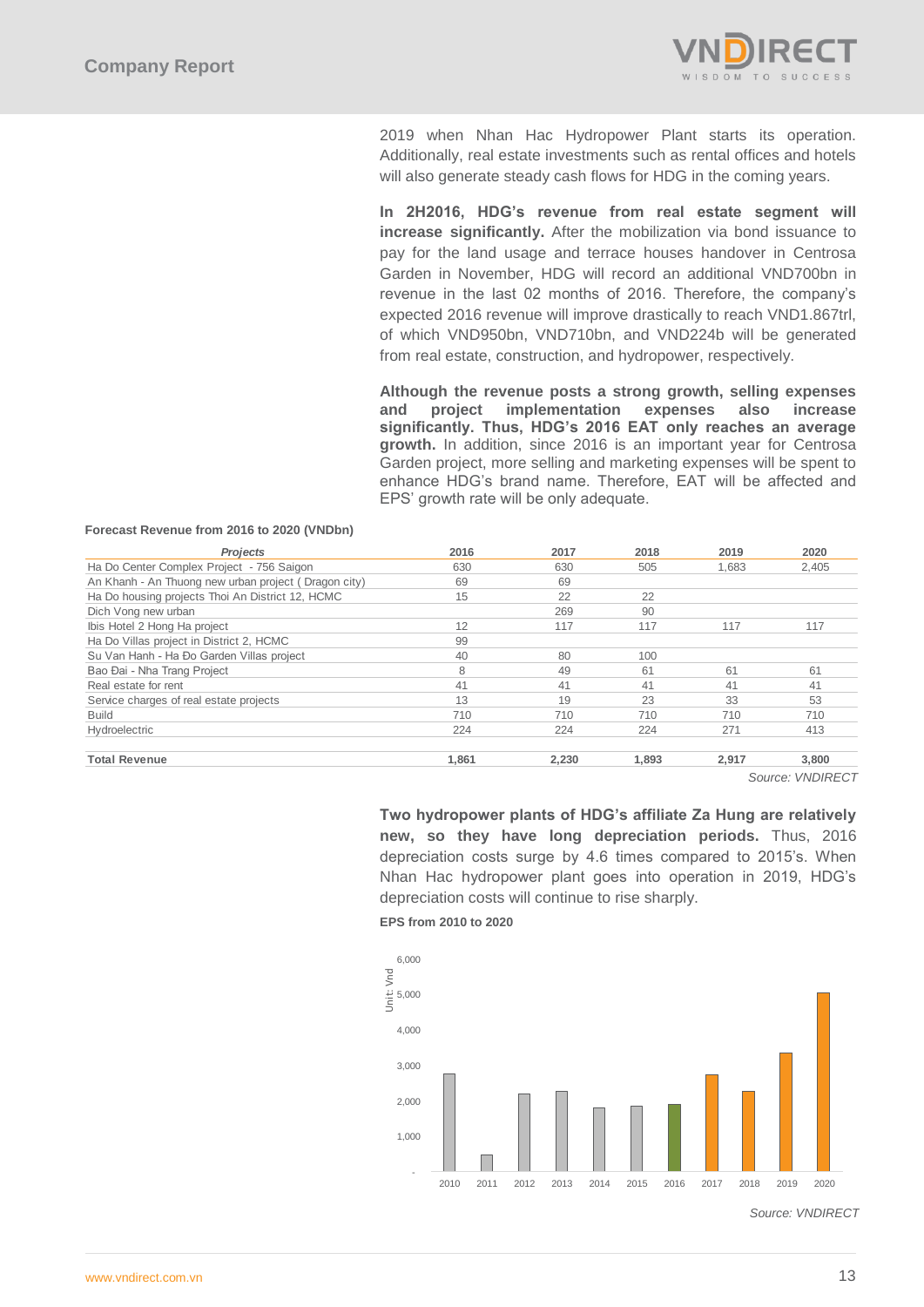2019 when Nhan Hac Hydropower Plant starts its operation. Additionally, real estate investments such as rental offices and hotels will also generate steady cash flows for HDG in the coming years.

**In 2H2016, HDG's revenue from real estate segment will increase significantly.** After the mobilization via bond issuance to pay for the land usage and terrace houses handover in Centrosa Garden in November, HDG will record an additional VND700bn in revenue in the last 02 months of 2016. Therefore, the company's expected 2016 revenue will improve drastically to reach VND1.867trl, of which VND950bn, VND710bn, and VND224b will be generated from real estate, construction, and hydropower, respectively.

**Although the revenue posts a strong growth, selling expenses and project implementation expenses also increase significantly. Thus, HDG's 2016 EAT only reaches an average growth.** In addition, since 2016 is an important year for Centrosa Garden project, more selling and marketing expenses will be spent to enhance HDG's brand name. Therefore, EAT will be affected and EPS' growth rate will be only adequate.

**Forecast Revenue from 2016 to 2020 (VNDbn)**

| *Projects* | 2016 | 2017 | 2018 | 2019 | 2020 |
|---|---|---|---|---|---|
| Ha Do Center Complex Project - 756 Saigon | 630 | 630 | 505 | 1,683 | 2,405 |
| An Khanh - An Thuong new urban project ( Dragon city) | 69 | 69 | | | |
| Ha Do housing projects Thoi An District 12, HCMC | 15 | 22 | 22 | | |
| Dich Vong new urban | | 269 | 90 | | |
| Ibis Hotel 2 Hong Ha project | 12 | 117 | 117 | 117 | 117 |
| Ha Do Villas project in District 2, HCMC | 99 | | | | |
| Su Van Hanh - Ha Đo Garden Villas project | 40 | 80 | 100 | | |
| Bao Đai - Nha Trang Project | 8 | 49 | 61 | 61 | 61 |
| Real estate for rent | 41 | 41 | 41 | 41 | 41 |
| Service charges of real estate projects | 13 | 19 | 23 | 33 | 53 |
| Build | 710 | 710 | 710 | 710 | 710 |
| Hydroelectric | 224 | 224 | 224 | 271 | 413 |
| **Total Revenue** | **1,861** | **2,230** | **1,893** | **2,917** | **3,800** |

*Source: VNDIRECT*

**Two hydropower plants of HDG's affiliate Za Hung are relatively new, so they have long depreciation periods.** Thus, 2016 depreciation costs surge by 4.6 times compared to 2015's. When Nhan Hac hydropower plant goes into operation in 2019, HDG's depreciation costs will continue to rise sharply.

**EPS from 2010 to 2020**

*Source: VNDIRECT*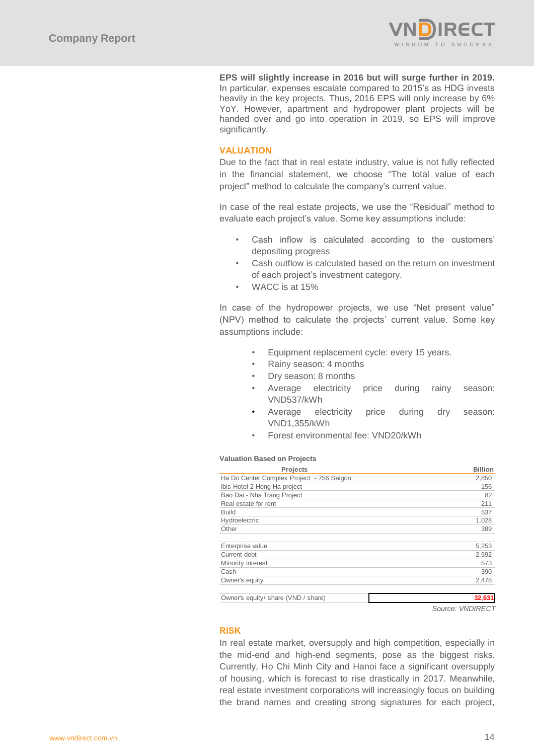**EPS will slightly increase in 2016 but will surge further in 2019.** In particular, expenses escalate compared to 2015's as HDG invests heavily in the key projects. Thus, 2016 EPS will only increase by 6% YoY. However, apartment and hydropower plant projects will be handed over and go into operation in 2019, so EPS will improve significantly.

## VALUATION

Due to the fact that in real estate industry, value is not fully reflected in the financial statement, we choose "The total value of each project" method to calculate the company's current value.

In case of the real estate projects, we use the "Residual" method to evaluate each project's value. Some key assumptions include:

- Cash inflow is calculated according to the customers' depositing progress
- Cash outflow is calculated based on the return on investment of each project's investment category.
- WACC is at 15%

In case of the hydropower projects, we use "Net present value" (NPV) method to calculate the projects' current value. Some key assumptions include:

- Equipment replacement cycle: every 15 years.
- Rainy season: 4 months
- Dry season: 8 months
- Average electricity price during rainy season: VND537/kWh
- Average electricity price during dry season: VND1,355/kWh
- Forest environmental fee: VND20/kWh

**Valuation Based on Projects**

| Projects | Billion |
|---|---|
| Ha Do Center Complex Project - 756 Saigon | 2,850 |
| Ibis Hotel 2 Hong Ha project | 156 |
| Bao Đai - Nha Trang Project | 82 |
| Real estate for rent | 211 |
| Build | 537 |
| Hydroelectric | 1,028 |
| Other | 389 |
| | |
| Enterprise value | 5,253 |
| Current debt | 2,592 |
| Minority interest | 573 |
| Cash | 390 |
| Owner's equity | 2,478 |
| | |
| Owner's equity/ share (VND / share) | **32,631** |

*Source: VNDIRECT*

## RISK

In real estate market, oversupply and high competition, especially in the mid-end and high-end segments, pose as the biggest risks. Currently, Ho Chi Minh City and Hanoi face a significant oversupply of housing, which is forecast to rise drastically in 2017. Meanwhile, real estate investment corporations will increasingly focus on building the brand names and creating strong signatures for each project,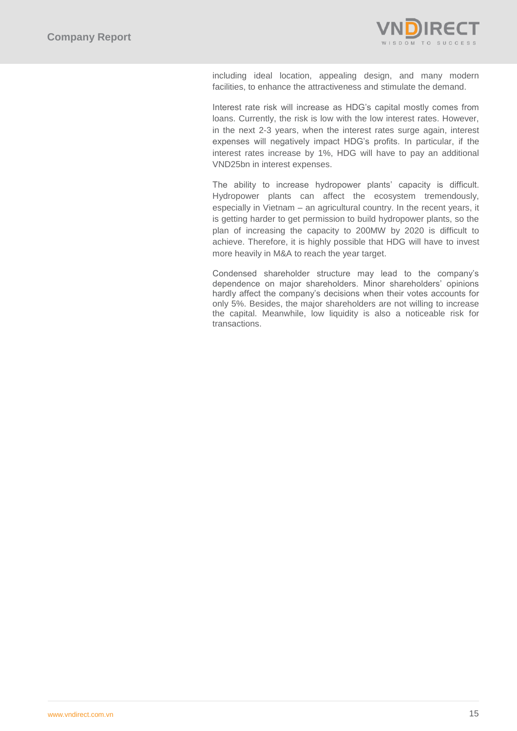including ideal location, appealing design, and many modern facilities, to enhance the attractiveness and stimulate the demand.

Interest rate risk will increase as HDG's capital mostly comes from loans. Currently, the risk is low with the low interest rates. However, in the next 2-3 years, when the interest rates surge again, interest expenses will negatively impact HDG's profits. In particular, if the interest rates increase by 1%, HDG will have to pay an additional VND25bn in interest expenses.

The ability to increase hydropower plants' capacity is difficult. Hydropower plants can affect the ecosystem tremendously, especially in Vietnam – an agricultural country. In the recent years, it is getting harder to get permission to build hydropower plants, so the plan of increasing the capacity to 200MW by 2020 is difficult to achieve. Therefore, it is highly possible that HDG will have to invest more heavily in M&A to reach the year target.

Condensed shareholder structure may lead to the company's dependence on major shareholders. Minor shareholders' opinions hardly affect the company's decisions when their votes accounts for only 5%. Besides, the major shareholders are not willing to increase the capital. Meanwhile, low liquidity is also a noticeable risk for transactions.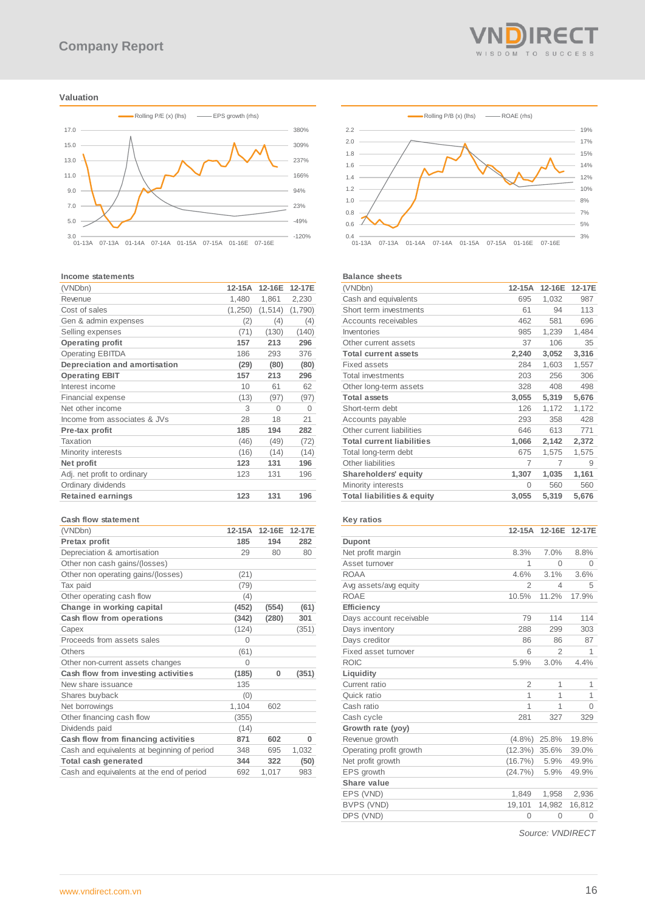## Valuation

Rolling P/E (x) (lhs) — EPS growth (rhs)

Rolling P/B (x) (lhs) — ROAE (rhs)

### Income statements

| (VNDbn) | 12-15A | 12-16E | 12-17E |
|---|---|---|---|
| Revenue | 1,480 | 1,861 | 2,230 |
| Cost of sales | (1,250) | (1,514) | (1,790) |
| Gen & admin expenses | (2) | (4) | (4) |
| Selling expenses | (71) | (130) | (140) |
| **Operating profit** | **157** | **213** | **296** |
| Operating EBITDA | 186 | 293 | 376 |
| **Depreciation and amortisation** | **(29)** | **(80)** | **(80)** |
| **Operating EBIT** | **157** | **213** | **296** |
| Interest income | 10 | 61 | 62 |
| Financial expense | (13) | (97) | (97) |
| Net other income | 3 | 0 | 0 |
| Income from associates & JVs | 28 | 18 | 21 |
| **Pre-tax profit** | **185** | **194** | **282** |
| Taxation | (46) | (49) | (72) |
| Minority interests | (16) | (14) | (14) |
| **Net profit** | **123** | **131** | **196** |
| Adj. net profit to ordinary | 123 | 131 | 196 |
| Ordinary dividends | | | |
| **Retained earnings** | **123** | **131** | **196** |

### Balance sheets

| (VNDbn) | 12-15A | 12-16E | 12-17E |
|---|---|---|---|
| Cash and equivalents | 695 | 1,032 | 987 |
| Short term investments | 61 | 94 | 113 |
| Accounts receivables | 462 | 581 | 696 |
| Inventories | 985 | 1,239 | 1,484 |
| Other current assets | 37 | 106 | 35 |
| **Total current assets** | **2,240** | **3,052** | **3,316** |
| Fixed assets | 284 | 1,603 | 1,557 |
| Total investments | 203 | 256 | 306 |
| Other long-term assets | 328 | 408 | 498 |
| **Total assets** | **3,055** | **5,319** | **5,676** |
| Short-term debt | 126 | 1,172 | 1,172 |
| Accounts payable | 293 | 358 | 428 |
| Other current liabilities | 646 | 613 | 771 |
| **Total current liabilities** | **1,066** | **2,142** | **2,372** |
| Total long-term debt | 675 | 1,575 | 1,575 |
| Other liabilities | 7 | 7 | 9 |
| **Shareholders' equity** | **1,307** | **1,035** | **1,161** |
| Minority interests | 0 | 560 | 560 |
| **Total liabilities & equity** | **3,055** | **5,319** | **5,676** |

### Cash flow statement

| (VNDbn) | 12-15A | 12-16E | 12-17E |
|---|---|---|---|
| **Pretax profit** | **185** | **194** | **282** |
| Depreciation & amortisation | 29 | 80 | 80 |
| Other non cash gains/(losses) | | | |
| Other non operating gains/(losses) | (21) | | |
| Tax paid | (79) | | |
| Other operating cash flow | (4) | | |
| **Change in working capital** | **(452)** | **(554)** | **(61)** |
| **Cash flow from operations** | **(342)** | **(280)** | **301** |
| Capex | (124) | | (351) |
| Proceeds from assets sales | 0 | | |
| Others | (61) | | |
| Other non-current assets changes | 0 | | |
| **Cash flow from investing activities** | **(185)** | **0** | **(351)** |
| New share issuance | 135 | | |
| Shares buyback | (0) | | |
| Net borrowings | 1,104 | 602 | |
| Other financing cash flow | (355) | | |
| Dividends paid | (14) | | |
| **Cash flow from financing activities** | **871** | **602** | **0** |
| Cash and equivalents at beginning of period | 348 | 695 | 1,032 |
| **Total cash generated** | **344** | **322** | **(50)** |
| Cash and equivalents at the end of period | 692 | 1,017 | 983 |

### Key ratios

| | 12-15A | 12-16E | 12-17E |
|---|---|---|---|
| **Dupont** | | | |
| Net profit margin | 8.3% | 7.0% | 8.8% |
| Asset turnover | 1 | 0 | 0 |
| ROAA | 4.6% | 3.1% | 3.6% |
| Avg assets/avg equity | 2 | 4 | 5 |
| ROAE | 10.5% | 11.2% | 17.9% |
| **Efficiency** | | | |
| Days account receivable | 79 | 114 | 114 |
| Days inventory | 288 | 299 | 303 |
| Days creditor | 86 | 86 | 87 |
| Fixed asset turnover | 6 | 2 | 1 |
| ROIC | 5.9% | 3.0% | 4.4% |
| **Liquidity** | | | |
| Current ratio | 2 | 1 | 1 |
| Quick ratio | 1 | 1 | 1 |
| Cash ratio | 1 | 1 | 0 |
| Cash cycle | 281 | 327 | 329 |
| **Growth rate (yoy)** | | | |
| Revenue growth | (4.8%) | 25.8% | 19.8% |
| Operating profit growth | (12.3%) | 35.6% | 39.0% |
| Net profit growth | (16.7%) | 5.9% | 49.9% |
| EPS growth | (24.7%) | 5.9% | 49.9% |
| **Share value** | | | |
| EPS (VND) | 1,849 | 1,958 | 2,936 |
| BVPS (VND) | 19,101 | 14,982 | 16,812 |
| DPS (VND) | 0 | 0 | 0 |

*Source: VNDIRECT*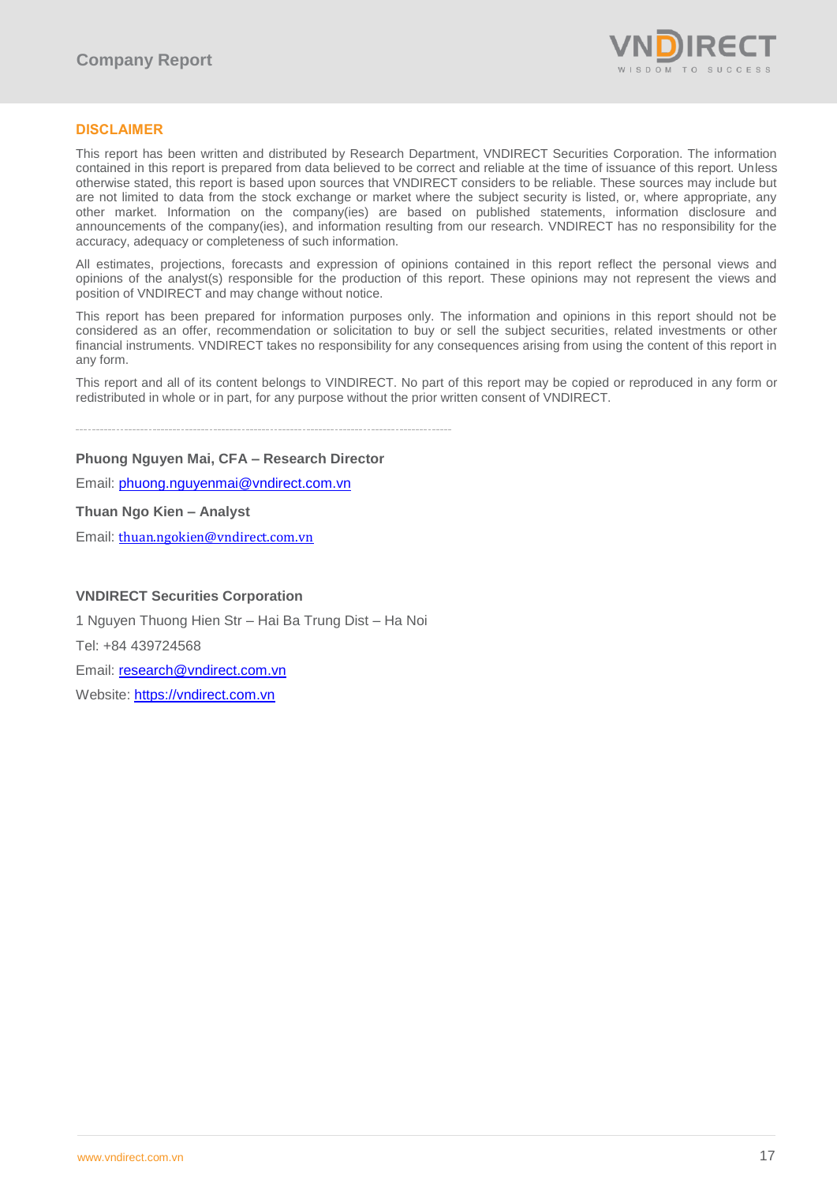## DISCLAIMER

This report has been written and distributed by Research Department, VNDIRECT Securities Corporation. The information contained in this report is prepared from data believed to be correct and reliable at the time of issuance of this report. Unless otherwise stated, this report is based upon sources that VNDIRECT considers to be reliable. These sources may include but are not limited to data from the stock exchange or market where the subject security is listed, or, where appropriate, any other market. Information on the company(ies) are based on published statements, information disclosure and announcements of the company(ies), and information resulting from our research. VNDIRECT has no responsibility for the accuracy, adequacy or completeness of such information.

All estimates, projections, forecasts and expression of opinions contained in this report reflect the personal views and opinions of the analyst(s) responsible for the production of this report. These opinions may not represent the views and position of VNDIRECT and may change without notice.

This report has been prepared for information purposes only. The information and opinions in this report should not be considered as an offer, recommendation or solicitation to buy or sell the subject securities, related investments or other financial instruments. VNDIRECT takes no responsibility for any consequences arising from using the content of this report in any form.

This report and all of its content belongs to VNDIRECT. No part of this report may be copied or reproduced in any form or redistributed in whole or in part, for any purpose without the prior written consent of VNDIRECT.

---

**Phuong Nguyen Mai, CFA – Research Director**

Email: phuong.nguyenmai@vndirect.com.vn

**Thuan Ngo Kien – Analyst**

Email: thuan.ngokien@vndirect.com.vn

**VNDIRECT Securities Corporation**

1 Nguyen Thuong Hien Str – Hai Ba Trung Dist – Ha Noi

Tel: +84 439724568

Email: research@vndirect.com.vn

Website: https://vndirect.com.vn